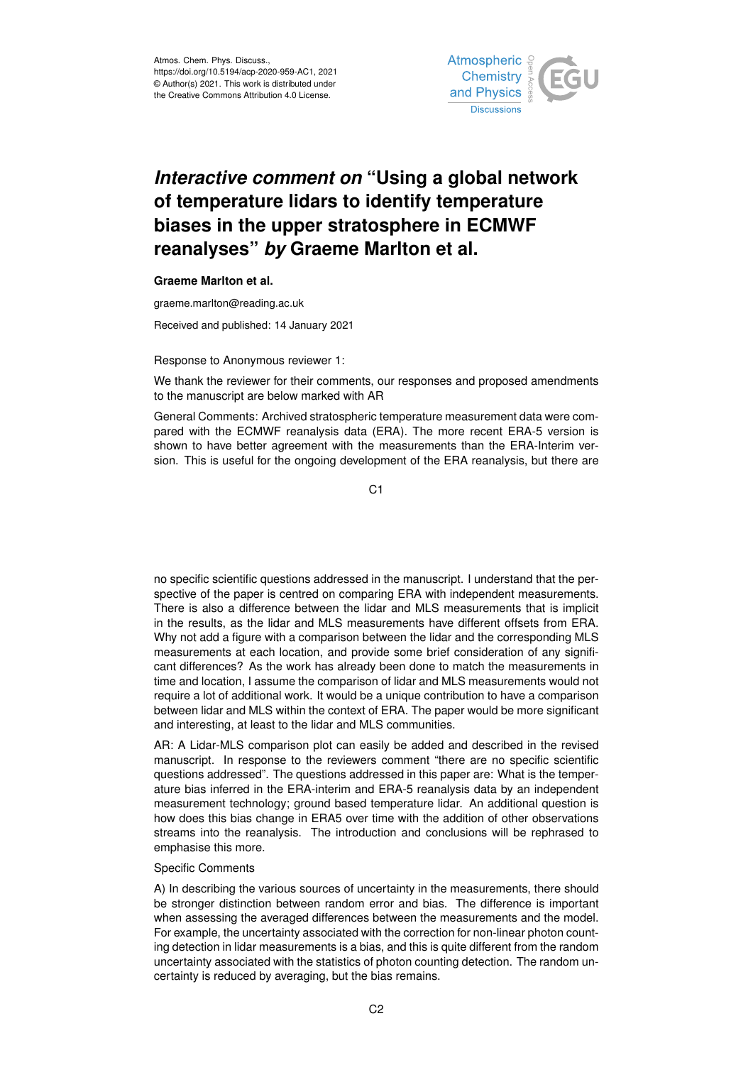Atmos. Chem. Phys. Discuss.,
https://doi.org/10.5194/acp-2020-959-AC1, 2021
© Author(s) 2021. This work is distributed under
the Creative Commons Attribution 4.0 License.

# *Interactive comment on* "Using a global network of temperature lidars to identify temperature biases in the upper stratosphere in ECMWF reanalyses" *by* Graeme Marlton et al.

**Graeme Marlton et al.**

graeme.marlton@reading.ac.uk

Received and published: 14 January 2021

Response to Anonymous reviewer 1:

We thank the reviewer for their comments, our responses and proposed amendments to the manuscript are below marked with AR

General Comments: Archived stratospheric temperature measurement data were compared with the ECMWF reanalysis data (ERA). The more recent ERA-5 version is shown to have better agreement with the measurements than the ERA-Interim version. This is useful for the ongoing development of the ERA reanalysis, but there are no specific scientific questions addressed in the manuscript. I understand that the perspective of the paper is centred on comparing ERA with independent measurements. There is also a difference between the lidar and MLS measurements that is implicit in the results, as the lidar and MLS measurements have different offsets from ERA. Why not add a figure with a comparison between the lidar and the corresponding MLS measurements at each location, and provide some brief consideration of any significant differences? As the work has already been done to match the measurements in time and location, I assume the comparison of lidar and MLS measurements would not require a lot of additional work. It would be a unique contribution to have a comparison between lidar and MLS within the context of ERA. The paper would be more significant and interesting, at least to the lidar and MLS communities.

AR: A Lidar-MLS comparison plot can easily be added and described in the revised manuscript. In response to the reviewers comment "there are no specific scientific questions addressed". The questions addressed in this paper are: What is the temperature bias inferred in the ERA-interim and ERA-5 reanalysis data by an independent measurement technology; ground based temperature lidar. An additional question is how does this bias change in ERA5 over time with the addition of other observations streams into the reanalysis. The introduction and conclusions will be rephrased to emphasise this more.

Specific Comments

A) In describing the various sources of uncertainty in the measurements, there should be stronger distinction between random error and bias. The difference is important when assessing the averaged differences between the measurements and the model. For example, the uncertainty associated with the correction for non-linear photon counting detection in lidar measurements is a bias, and this is quite different from the random uncertainty associated with the statistics of photon counting detection. The random uncertainty is reduced by averaging, but the bias remains.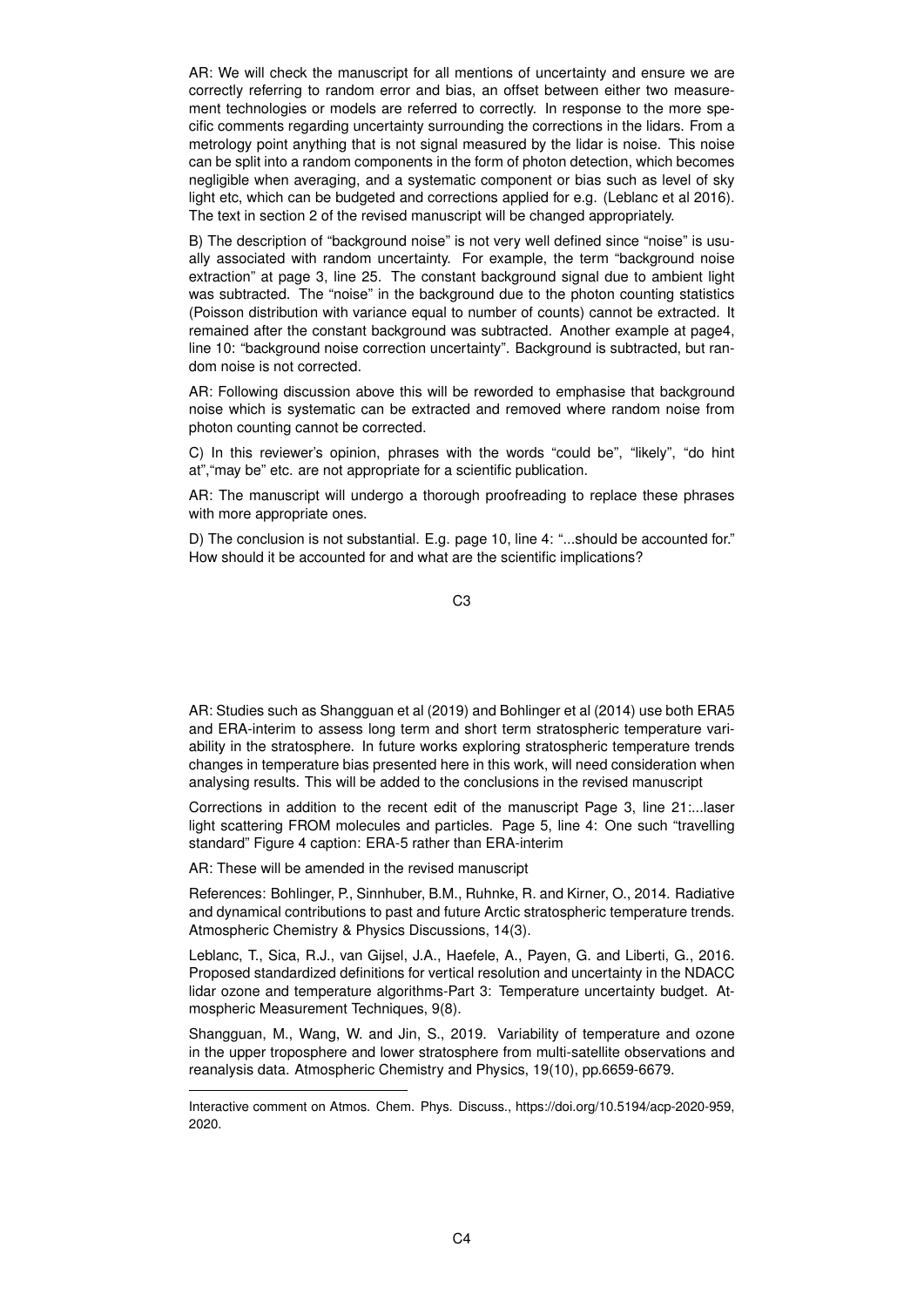AR: We will check the manuscript for all mentions of uncertainty and ensure we are correctly referring to random error and bias, an offset between either two measurement technologies or models are referred to correctly. In response to the more specific comments regarding uncertainty surrounding the corrections in the lidars. From a metrology point anything that is not signal measured by the lidar is noise. This noise can be split into a random components in the form of photon detection, which becomes negligible when averaging, and a systematic component or bias such as level of sky light etc, which can be budgeted and corrections applied for e.g. (Leblanc et al 2016). The text in section 2 of the revised manuscript will be changed appropriately.

B) The description of "background noise" is not very well defined since "noise" is usually associated with random uncertainty. For example, the term "background noise extraction" at page 3, line 25. The constant background signal due to ambient light was subtracted. The "noise" in the background due to the photon counting statistics (Poisson distribution with variance equal to number of counts) cannot be extracted. It remained after the constant background was subtracted. Another example at page4, line 10: "background noise correction uncertainty". Background is subtracted, but random noise is not corrected.

AR: Following discussion above this will be reworded to emphasise that background noise which is systematic can be extracted and removed where random noise from photon counting cannot be corrected.

C) In this reviewer's opinion, phrases with the words "could be", "likely", "do hint at","may be" etc. are not appropriate for a scientific publication.

AR: The manuscript will undergo a thorough proofreading to replace these phrases with more appropriate ones.

D) The conclusion is not substantial. E.g. page 10, line 4: "...should be accounted for." How should it be accounted for and what are the scientific implications?

AR: Studies such as Shangguan et al (2019) and Bohlinger et al (2014) use both ERA5 and ERA-interim to assess long term and short term stratospheric temperature variability in the stratosphere. In future works exploring stratospheric temperature trends changes in temperature bias presented here in this work, will need consideration when analysing results. This will be added to the conclusions in the revised manuscript

Corrections in addition to the recent edit of the manuscript Page 3, line 21:...laser light scattering FROM molecules and particles. Page 5, line 4: One such "travelling standard" Figure 4 caption: ERA-5 rather than ERA-interim

AR: These will be amended in the revised manuscript

References: Bohlinger, P., Sinnhuber, B.M., Ruhnke, R. and Kirner, O., 2014. Radiative and dynamical contributions to past and future Arctic stratospheric temperature trends. Atmospheric Chemistry & Physics Discussions, 14(3).

Leblanc, T., Sica, R.J., van Gijsel, J.A., Haefele, A., Payen, G. and Liberti, G., 2016. Proposed standardized definitions for vertical resolution and uncertainty in the NDACC lidar ozone and temperature algorithms-Part 3: Temperature uncertainty budget. Atmospheric Measurement Techniques, 9(8).

Shangguan, M., Wang, W. and Jin, S., 2019. Variability of temperature and ozone in the upper troposphere and lower stratosphere from multi-satellite observations and reanalysis data. Atmospheric Chemistry and Physics, 19(10), pp.6659-6679.

---

Interactive comment on Atmos. Chem. Phys. Discuss., https://doi.org/10.5194/acp-2020-959, 2020.